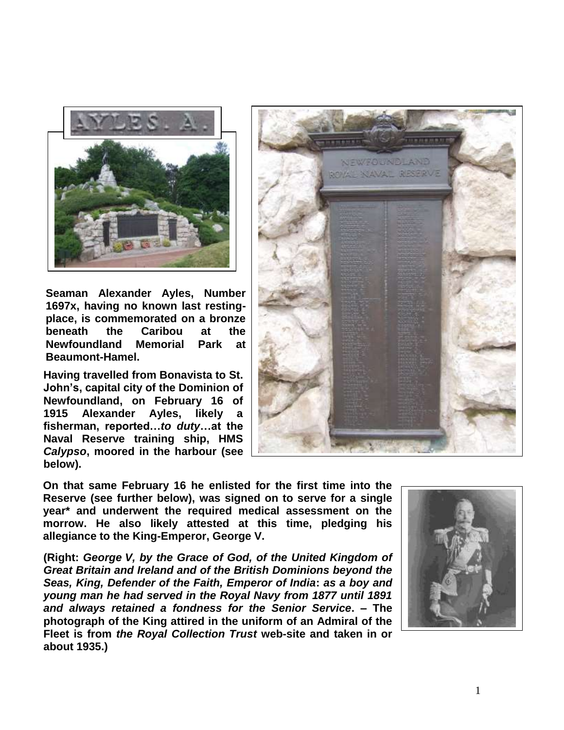Seaman Alexander Ayles, Number 1697x, having no known last resting-place, is commemorated on a bronze beneath the Caribou at the Newfoundland Memorial Park at Beaumont-Hamel.

Having travelled from Bonavista to St. John's, capital city of the Dominion of Newfoundland, on February 16 of 1915 Alexander Ayles, likely a fisherman, reported…*to duty*…at the Naval Reserve training ship, HMS *Calypso*, moored in the harbour (see below).

On that same February 16 he enlisted for the first time into the Reserve (see further below), was signed on to serve for a single year* and underwent the required medical assessment on the morrow. He also likely attested at this time, pledging his allegiance to the King-Emperor, George V.

(Right: *George V, by the Grace of God, of the United Kingdom of Great Britain and Ireland and of the British Dominions beyond the Seas, King, Defender of the Faith, Emperor of India*: *as a boy and young man he had served in the Royal Navy from 1877 until 1891 and always retained a fondness for the Senior Service*. – The photograph of the King attired in the uniform of an Admiral of the Fleet is from *the Royal Collection Trust* web-site and taken in or about 1935.)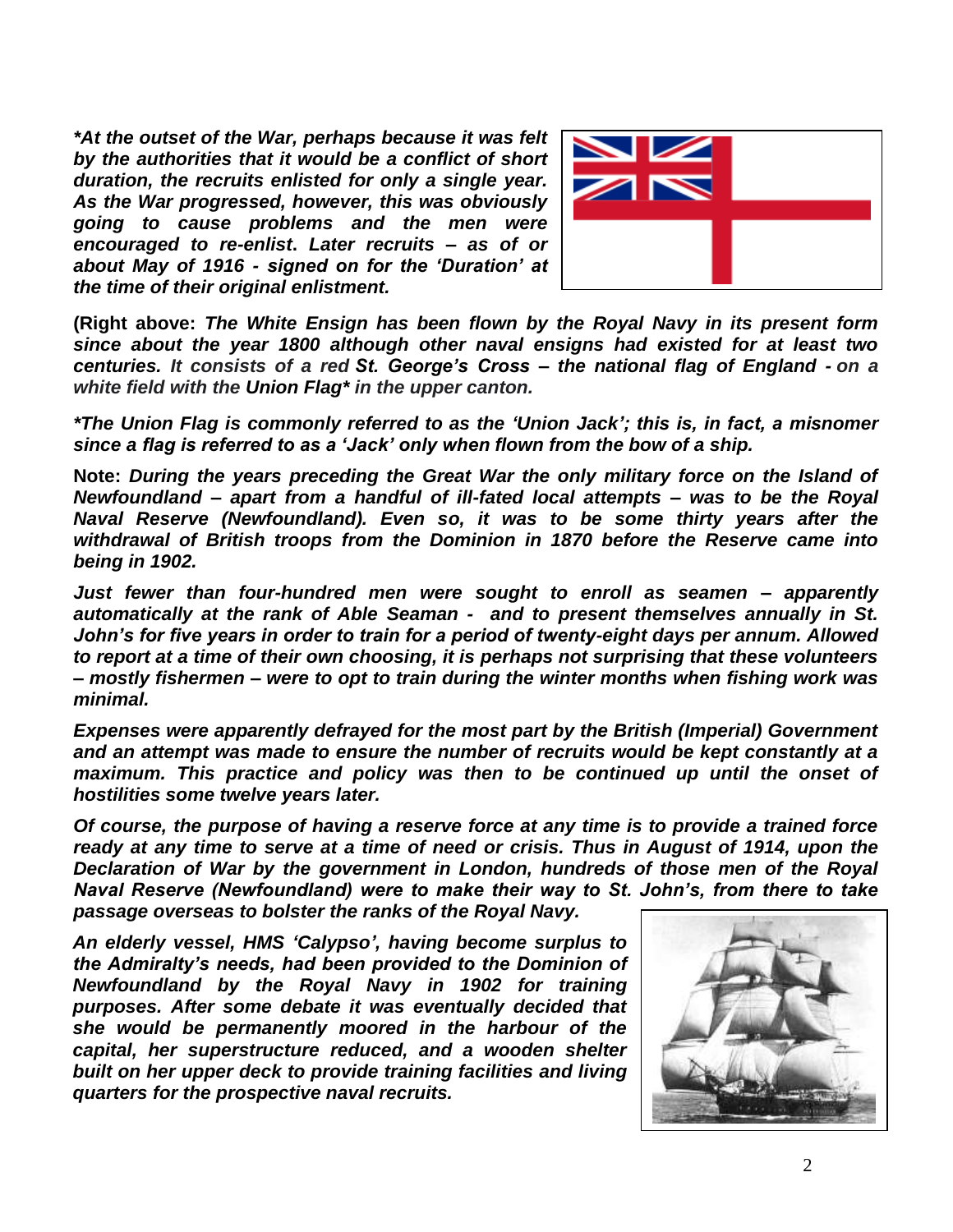***At the outset of the War, perhaps because it was felt by the authorities that it would be a conflict of short duration, the recruits enlisted for only a single year. As the War progressed, however, this was obviously going to cause problems and the men were encouraged to re-enlist. Later recruits – as of or about May of 1916 - signed on for the 'Duration' at the time of their original enlistment.***

**(Right above:** ***The White Ensign has been flown by the Royal Navy in its present form since about the year 1800 although other naval ensigns had existed for at least two centuries. It consists of a red St. George's Cross – the national flag of England - on a white field with the Union Flag* in the upper canton.***

****The Union Flag is commonly referred to as the 'Union Jack'; this is, in fact, a misnomer since a flag is referred to as a 'Jack' only when flown from the bow of a ship.***

**Note:** ***During the years preceding the Great War the only military force on the Island of Newfoundland – apart from a handful of ill-fated local attempts – was to be the Royal Naval Reserve (Newfoundland). Even so, it was to be some thirty years after the withdrawal of British troops from the Dominion in 1870 before the Reserve came into being in 1902.***

***Just fewer than four-hundred men were sought to enroll as seamen – apparently automatically at the rank of Able Seaman - and to present themselves annually in St. John's for five years in order to train for a period of twenty-eight days per annum. Allowed to report at a time of their own choosing, it is perhaps not surprising that these volunteers – mostly fishermen – were to opt to train during the winter months when fishing work was minimal.***

***Expenses were apparently defrayed for the most part by the British (Imperial) Government and an attempt was made to ensure the number of recruits would be kept constantly at a maximum. This practice and policy was then to be continued up until the onset of hostilities some twelve years later.***

***Of course, the purpose of having a reserve force at any time is to provide a trained force ready at any time to serve at a time of need or crisis. Thus in August of 1914, upon the Declaration of War by the government in London, hundreds of those men of the Royal Naval Reserve (Newfoundland) were to make their way to St. John's, from there to take passage overseas to bolster the ranks of the Royal Navy.***

***An elderly vessel, HMS 'Calypso', having become surplus to the Admiralty's needs, had been provided to the Dominion of Newfoundland by the Royal Navy in 1902 for training purposes. After some debate it was eventually decided that she would be permanently moored in the harbour of the capital, her superstructure reduced, and a wooden shelter built on her upper deck to provide training facilities and living quarters for the prospective naval recruits.***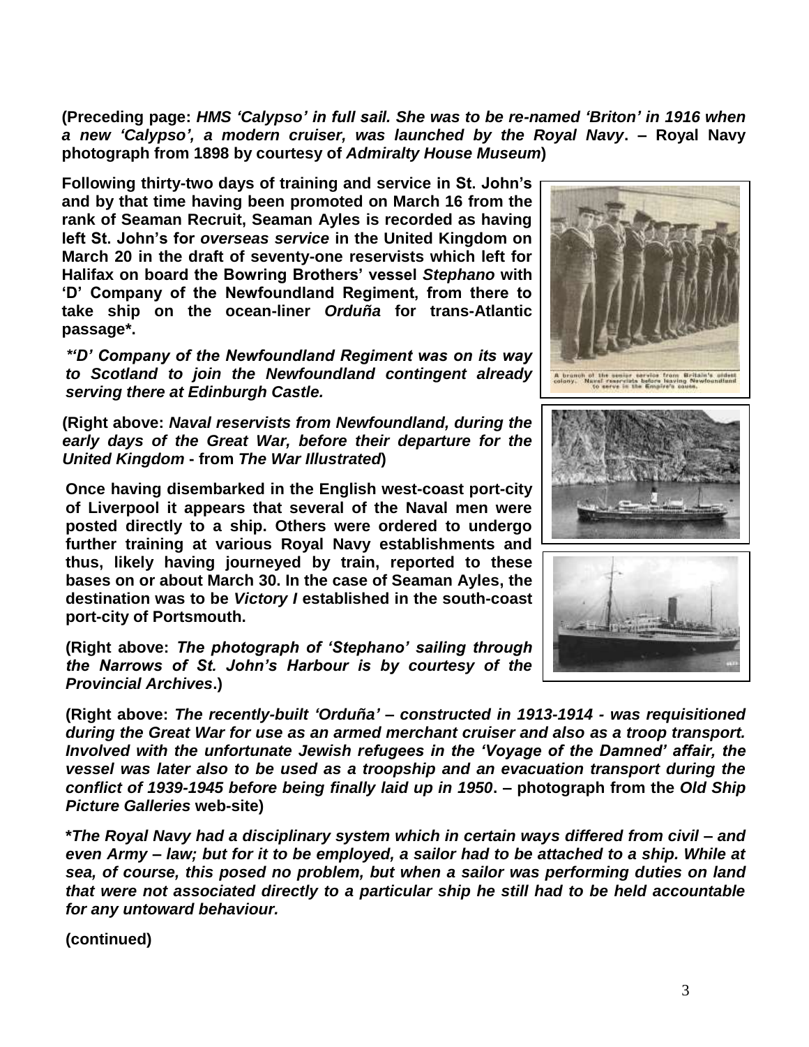**(Preceding page: *HMS 'Calypso' in full sail. She was to be re-named 'Briton' in 1916 when a new 'Calypso', a modern cruiser, was launched by the Royal Navy*. – Royal Navy photograph from 1898 by courtesy of *Admiralty House Museum*)**

**Following thirty-two days of training and service in St. John's and by that time having been promoted on March 16 from the rank of Seaman Recruit, Seaman Ayles is recorded as having left St. John's for *overseas service* in the United Kingdom on March 20 in the draft of seventy-one reservists which left for Halifax on board the Bowring Brothers' vessel *Stephano* with 'D' Company of the Newfoundland Regiment, from there to take ship on the ocean-liner *Orduña* for trans-Atlantic passage\*.**

***\*'D' Company of the Newfoundland Regiment was on its way to Scotland to join the Newfoundland contingent already serving there at Edinburgh Castle.***

A branch of the senior service from Britain's oldest colony. Naval reservists before leaving Newfoundland to serve in the Empire's cause.

**(Right above: *Naval reservists from Newfoundland, during the early days of the Great War, before their departure for the United Kingdom* - from *The War Illustrated*)**

**Once having disembarked in the English west-coast port-city of Liverpool it appears that several of the Naval men were posted directly to a ship. Others were ordered to undergo further training at various Royal Navy establishments and thus, likely having journeyed by train, reported to these bases on or about March 30. In the case of Seaman Ayles, the destination was to be *Victory I* established in the south-coast port-city of Portsmouth.**

**(Right above: *The photograph of 'Stephano' sailing through the Narrows of St. John's Harbour is by courtesy of the Provincial Archives*.)**

**(Right above: *The recently-built 'Orduña' – constructed in 1913-1914 - was requisitioned during the Great War for use as an armed merchant cruiser and also as a troop transport. Involved with the unfortunate Jewish refugees in the 'Voyage of the Damned' affair, the vessel was later also to be used as a troopship and an evacuation transport during the conflict of 1939-1945 before being finally laid up in 1950*. – photograph from the *Old Ship Picture Galleries* web-site)**

***\*The Royal Navy had a disciplinary system which in certain ways differed from civil – and even Army – law; but for it to be employed, a sailor had to be attached to a ship. While at sea, of course, this posed no problem, but when a sailor was performing duties on land that were not associated directly to a particular ship he still had to be held accountable for any untoward behaviour.***

**(continued)**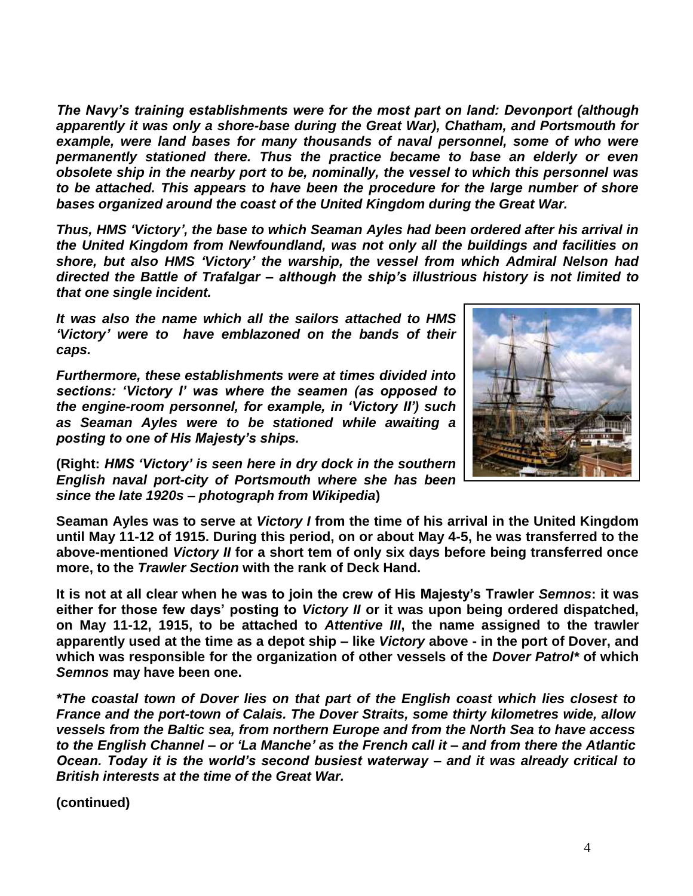*The Navy's training establishments were for the most part on land: Devonport (although apparently it was only a shore-base during the Great War), Chatham, and Portsmouth for example, were land bases for many thousands of naval personnel, some of who were permanently stationed there. Thus the practice became to base an elderly or even obsolete ship in the nearby port to be, nominally, the vessel to which this personnel was to be attached. This appears to have been the procedure for the large number of shore bases organized around the coast of the United Kingdom during the Great War.*

*Thus, HMS 'Victory', the base to which Seaman Ayles had been ordered after his arrival in the United Kingdom from Newfoundland, was not only all the buildings and facilities on shore, but also HMS 'Victory' the warship, the vessel from which Admiral Nelson had directed the Battle of Trafalgar – although the ship's illustrious history is not limited to that one single incident.*

*It was also the name which all the sailors attached to HMS 'Victory' were to have emblazoned on the bands of their caps.*

*Furthermore, these establishments were at times divided into sections: 'Victory I' was where the seamen (as opposed to the engine-room personnel, for example, in 'Victory II') such as Seaman Ayles were to be stationed while awaiting a posting to one of His Majesty's ships.*

**(Right:** ***HMS 'Victory' is seen here in dry dock in the southern English naval port-city of Portsmouth where she has been since the late 1920s – photograph from Wikipedia*****)**

**Seaman Ayles was to serve at *Victory I* from the time of his arrival in the United Kingdom until May 11-12 of 1915. During this period, on or about May 4-5, he was transferred to the above-mentioned *Victory II* for a short tem of only six days before being transferred once more, to the *Trawler Section* with the rank of Deck Hand.**

**It is not at all clear when he was to join the crew of His Majesty's Trawler *Semnos*: it was either for those few days' posting to *Victory II* or it was upon being ordered dispatched, on May 11-12, 1915, to be attached to *Attentive III*, the name assigned to the trawler apparently used at the time as a depot ship – like *Victory* above - in the port of Dover, and which was responsible for the organization of other vessels of the *Dover Patrol** of which *Semnos* may have been one.**

**The coastal town of Dover lies on that part of the English coast which lies closest to France and the port-town of Calais. The Dover Straits, some thirty kilometres wide, allow vessels from the Baltic sea, from northern Europe and from the North Sea to have access to the English Channel – or 'La Manche' as the French call it – and from there the Atlantic Ocean. Today it is the world's second busiest waterway – and it was already critical to British interests at the time of the Great War.**

**(continued)**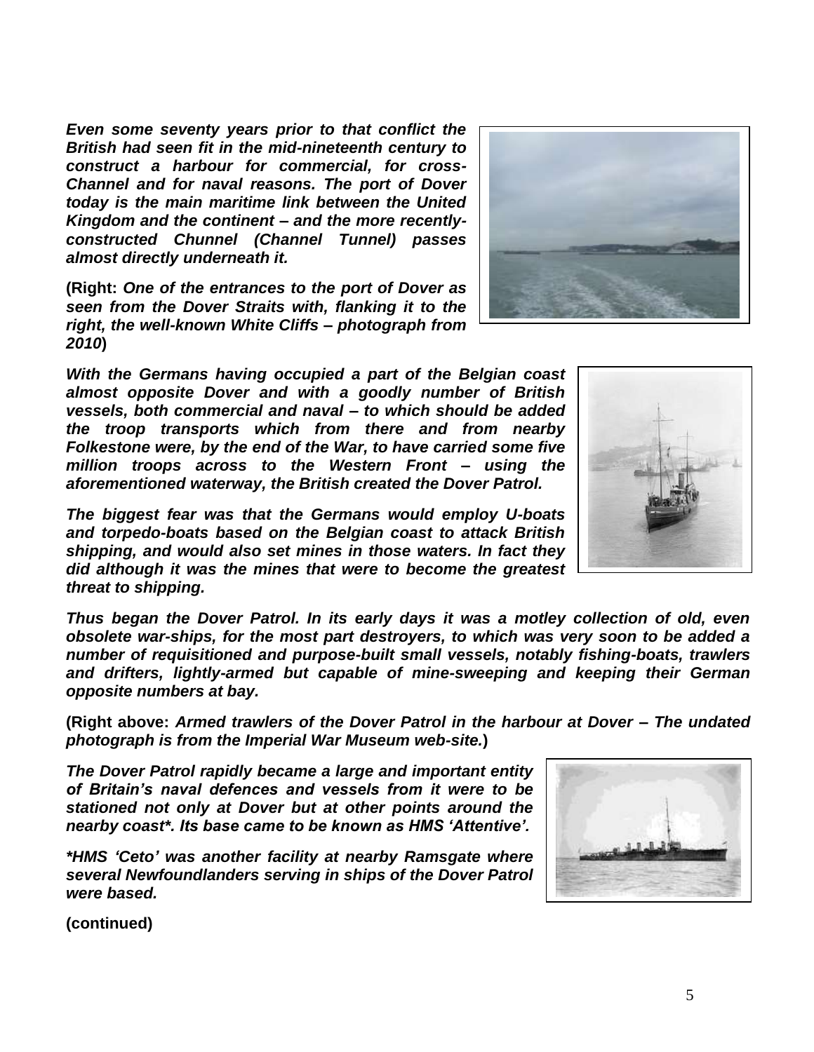***Even some seventy years prior to that conflict the British had seen fit in the mid-nineteenth century to construct a harbour for commercial, for cross-Channel and for naval reasons. The port of Dover today is the main maritime link between the United Kingdom and the continent – and the more recently-constructed Chunnel (Channel Tunnel) passes almost directly underneath it.***

**(Right:** ***One of the entrances to the port of Dover as seen from the Dover Straits with, flanking it to the right, the well-known White Cliffs – photograph from 2010*****)**

***With the Germans having occupied a part of the Belgian coast almost opposite Dover and with a goodly number of British vessels, both commercial and naval – to which should be added the troop transports which from there and from nearby Folkestone were, by the end of the War, to have carried some five million troops across to the Western Front – using the aforementioned waterway, the British created the Dover Patrol.***

***The biggest fear was that the Germans would employ U-boats and torpedo-boats based on the Belgian coast to attack British shipping, and would also set mines in those waters. In fact they did although it was the mines that were to become the greatest threat to shipping.***

***Thus began the Dover Patrol. In its early days it was a motley collection of old, even obsolete war-ships, for the most part destroyers, to which was very soon to be added a number of requisitioned and purpose-built small vessels, notably fishing-boats, trawlers and drifters, lightly-armed but capable of mine-sweeping and keeping their German opposite numbers at bay.***

**(Right above:** ***Armed trawlers of the Dover Patrol in the harbour at Dover – The undated photograph is from the Imperial War Museum web-site.*****)**

***The Dover Patrol rapidly became a large and important entity of Britain's naval defences and vessels from it were to be stationed not only at Dover but at other points around the nearby coast*. Its base came to be known as HMS 'Attentive'.***

****HMS 'Ceto' was another facility at nearby Ramsgate where several Newfoundlanders serving in ships of the Dover Patrol were based.***

**(continued)**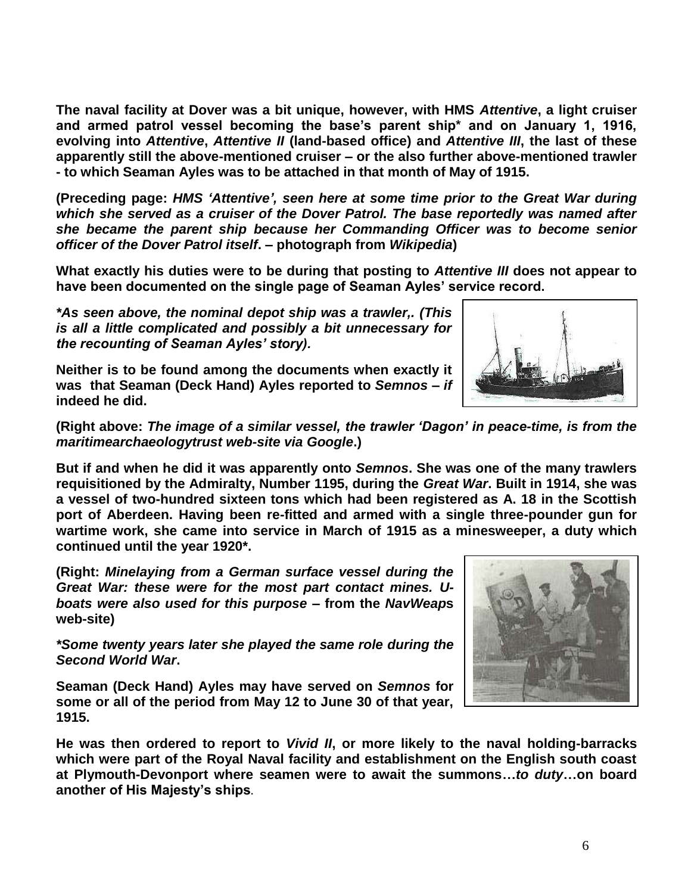**The naval facility at Dover was a bit unique, however, with HMS *Attentive*, a light cruiser and armed patrol vessel becoming the base's parent ship* and on January 1, 1916, evolving into *Attentive*, *Attentive II* (land-based office) and *Attentive III*, the last of these apparently still the above-mentioned cruiser – or the also further above-mentioned trawler - to which Seaman Ayles was to be attached in that month of May of 1915.**

**(Preceding page: *HMS 'Attentive', seen here at some time prior to the Great War during which she served as a cruiser of the Dover Patrol. The base reportedly was named after she became the parent ship because her Commanding Officer was to become senior officer of the Dover Patrol itself*. – photograph from *Wikipedia*)**

**What exactly his duties were to be during that posting to *Attentive III* does not appear to have been documented on the single page of Seaman Ayles' service record.**

***\*As seen above, the nominal depot ship was a trawler,. (This is all a little complicated and possibly a bit unnecessary for the recounting of Seaman Ayles' story).***

**Neither is to be found among the documents when exactly it was that Seaman (Deck Hand) Ayles reported to *Semnos – if* indeed he did.**

**(Right above: *The image of a similar vessel, the trawler 'Dagon' in peace-time, is from the maritimearchaeologytrust web-site via Google*.)**

**But if and when he did it was apparently onto *Semnos*. She was one of the many trawlers requisitioned by the Admiralty, Number 1195, during the *Great War*. Built in 1914, she was a vessel of two-hundred sixteen tons which had been registered as A. 18 in the Scottish port of Aberdeen. Having been re-fitted and armed with a single three-pounder gun for wartime work, she came into service in March of 1915 as a minesweeper, a duty which continued until the year 1920*.**

**(Right: *Minelaying from a German surface vessel during the Great War: these were for the most part contact mines. U-boats were also used for this purpose* – from the *NavWeap*s web-site)**

***\*Some twenty years later she played the same role during the Second World War*.**

**Seaman (Deck Hand) Ayles may have served on *Semnos* for some or all of the period from May 12 to June 30 of that year, 1915.**

**He was then ordered to report to *Vivid II*, or more likely to the naval holding-barracks which were part of the Royal Naval facility and establishment on the English south coast at Plymouth-Devonport where seamen were to await the summons…*to duty*…on board another of His Majesty's ships.**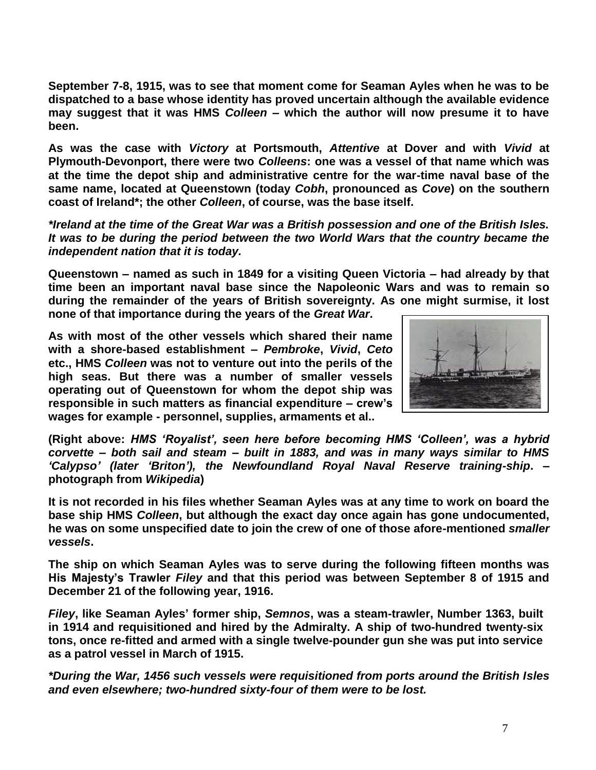**September 7-8, 1915, was to see that moment come for Seaman Ayles when he was to be dispatched to a base whose identity has proved uncertain although the available evidence may suggest that it was HMS *Colleen* – which the author will now presume it to have been.**

**As was the case with *Victory* at Portsmouth, *Attentive* at Dover and with *Vivid* at Plymouth-Devonport, there were two *Colleens*: one was a vessel of that name which was at the time the depot ship and administrative centre for the war-time naval base of the same name, located at Queenstown (today *Cobh*, pronounced as *Cove*) on the southern coast of Ireland*; the other *Colleen*, of course, was the base itself.**

***\*Ireland at the time of the Great War was a British possession and one of the British Isles. It was to be during the period between the two World Wars that the country became the independent nation that it is today.***

**Queenstown – named as such in 1849 for a visiting Queen Victoria – had already by that time been an important naval base since the Napoleonic Wars and was to remain so during the remainder of the years of British sovereignty. As one might surmise, it lost none of that importance during the years of the *Great War*.**

**As with most of the other vessels which shared their name with a shore-based establishment – *Pembroke*, *Vivid*, *Ceto* etc., HMS *Colleen* was not to venture out into the perils of the high seas. But there was a number of smaller vessels operating out of Queenstown for whom the depot ship was responsible in such matters as financial expenditure – crew's wages for example - personnel, supplies, armaments et al..**

**(Right above: *HMS 'Royalist', seen here before becoming HMS 'Colleen', was a hybrid corvette – both sail and steam – built in 1883, and was in many ways similar to HMS 'Calypso' (later 'Briton'), the Newfoundland Royal Naval Reserve training-ship*. – photograph from *Wikipedia*)**

**It is not recorded in his files whether Seaman Ayles was at any time to work on board the base ship HMS *Colleen*, but although the exact day once again has gone undocumented, he was on some unspecified date to join the crew of one of those afore-mentioned *smaller vessels*.**

**The ship on which Seaman Ayles was to serve during the following fifteen months was His Majesty's Trawler *Filey* and that this period was between September 8 of 1915 and December 21 of the following year, 1916.**

***Filey*, like Seaman Ayles' former ship, *Semnos*, was a steam-trawler, Number 1363, built in 1914 and requisitioned and hired by the Admiralty. A ship of two-hundred twenty-six tons, once re-fitted and armed with a single twelve-pounder gun she was put into service as a patrol vessel in March of 1915.**

***\*During the War, 1456 such vessels were requisitioned from ports around the British Isles and even elsewhere; two-hundred sixty-four of them were to be lost.***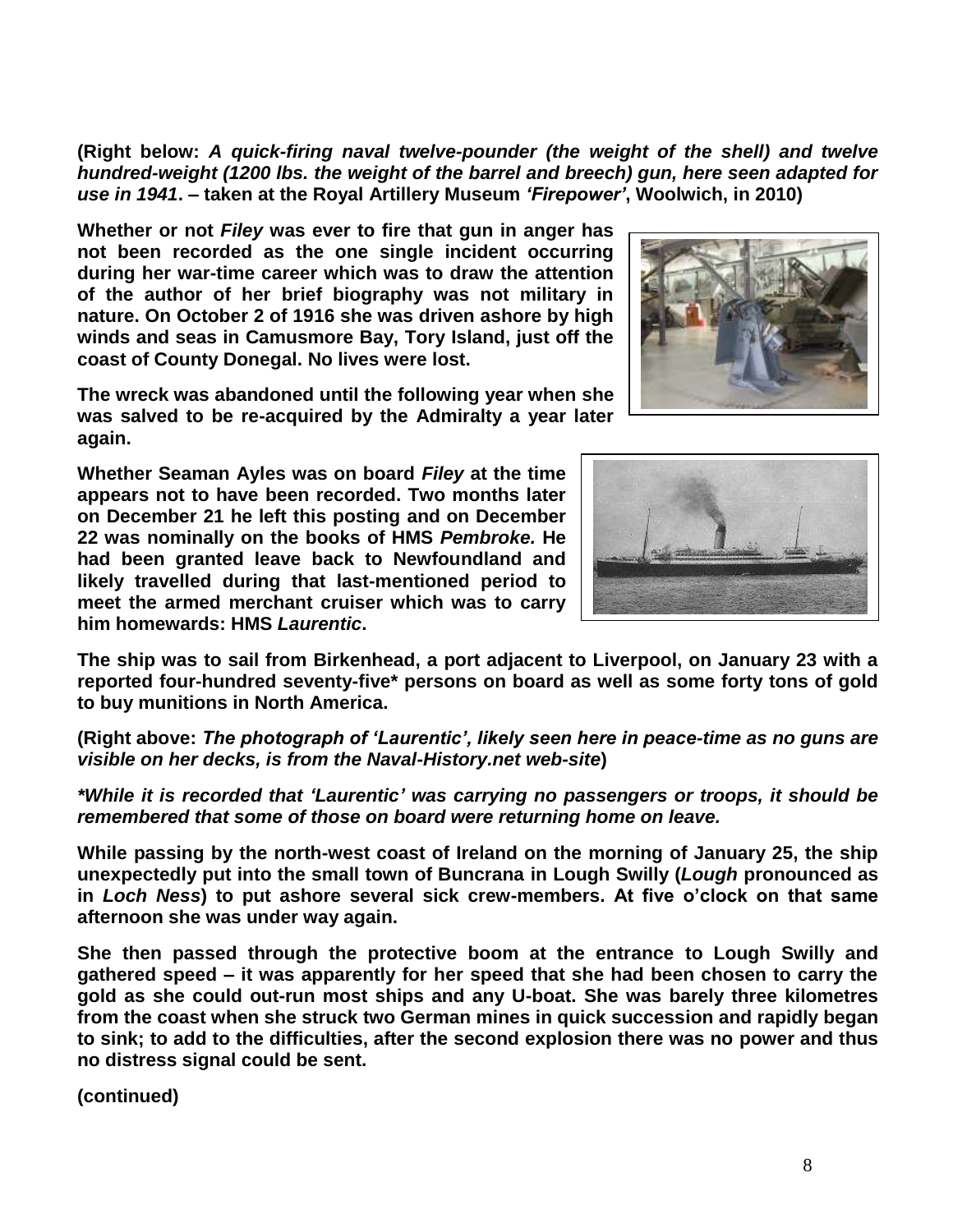**(Right below: *A quick-firing naval twelve-pounder (the weight of the shell) and twelve hundred-weight (1200 lbs. the weight of the barrel and breech) gun, here seen adapted for use in 1941*. – taken at the Royal Artillery Museum *'Firepower'*, Woolwich, in 2010)**

**Whether or not *Filey* was ever to fire that gun in anger has not been recorded as the one single incident occurring during her war-time career which was to draw the attention of the author of her brief biography was not military in nature. On October 2 of 1916 she was driven ashore by high winds and seas in Camusmore Bay, Tory Island, just off the coast of County Donegal. No lives were lost.**

**The wreck was abandoned until the following year when she was salved to be re-acquired by the Admiralty a year later again.**

**Whether Seaman Ayles was on board *Filey* at the time appears not to have been recorded. Two months later on December 21 he left this posting and on December 22 was nominally on the books of HMS *Pembroke.* He had been granted leave back to Newfoundland and likely travelled during that last-mentioned period to meet the armed merchant cruiser which was to carry him homewards: HMS *Laurentic*.**

**The ship was to sail from Birkenhead, a port adjacent to Liverpool, on January 23 with a reported four-hundred seventy-five* persons on board as well as some forty tons of gold to buy munitions in North America.**

**(Right above: *The photograph of 'Laurentic', likely seen here in peace-time as no guns are visible on her decks, is from the Naval-History.net web-site*)**

***\*While it is recorded that 'Laurentic' was carrying no passengers or troops, it should be remembered that some of those on board were returning home on leave.***

**While passing by the north-west coast of Ireland on the morning of January 25, the ship unexpectedly put into the small town of Buncrana in Lough Swilly (*Lough* pronounced as in *Loch Ness*) to put ashore several sick crew-members. At five o'clock on that same afternoon she was under way again.**

**She then passed through the protective boom at the entrance to Lough Swilly and gathered speed – it was apparently for her speed that she had been chosen to carry the gold as she could out-run most ships and any U-boat. She was barely three kilometres from the coast when she struck two German mines in quick succession and rapidly began to sink; to add to the difficulties, after the second explosion there was no power and thus no distress signal could be sent.**

**(continued)**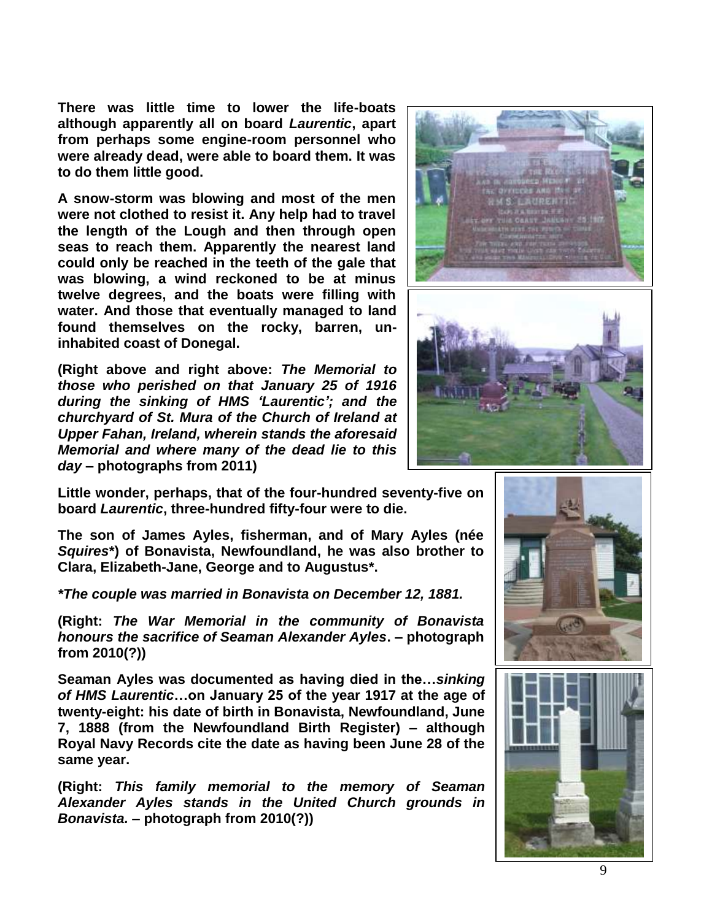**There was little time to lower the life-boats although apparently all on board *Laurentic*, apart from perhaps some engine-room personnel who were already dead, were able to board them. It was to do them little good.**

**A snow-storm was blowing and most of the men were not clothed to resist it. Any help had to travel the length of the Lough and then through open seas to reach them. Apparently the nearest land could only be reached in the teeth of the gale that was blowing, a wind reckoned to be at minus twelve degrees, and the boats were filling with water. And those that eventually managed to land found themselves on the rocky, barren, un-inhabited coast of Donegal.**

**(Right above and right above: *The Memorial to those who perished on that January 25 of 1916 during the sinking of HMS 'Laurentic'; and the churchyard of St. Mura of the Church of Ireland at Upper Fahan, Ireland, wherein stands the aforesaid Memorial and where many of the dead lie to this day* – photographs from 2011)**

**Little wonder, perhaps, that of the four-hundred seventy-five on board *Laurentic*, three-hundred fifty-four were to die.**

**The son of James Ayles, fisherman, and of Mary Ayles (née *Squires\**) of Bonavista, Newfoundland, he was also brother to Clara, Elizabeth-Jane, George and to Augustus\*.**

***\*The couple was married in Bonavista on December 12, 1881.***

**(Right: *The War Memorial in the community of Bonavista honours the sacrifice of Seaman Alexander Ayles*. – photograph from 2010(?))**

**Seaman Ayles was documented as having died in the…*sinking of HMS Laurentic*…on January 25 of the year 1917 at the age of twenty-eight: his date of birth in Bonavista, Newfoundland, June 7, 1888 (from the Newfoundland Birth Register) – although Royal Navy Records cite the date as having been June 28 of the same year.**

**(Right: *This family memorial to the memory of Seaman Alexander Ayles stands in the United Church grounds in Bonavista.* – photograph from 2010(?))**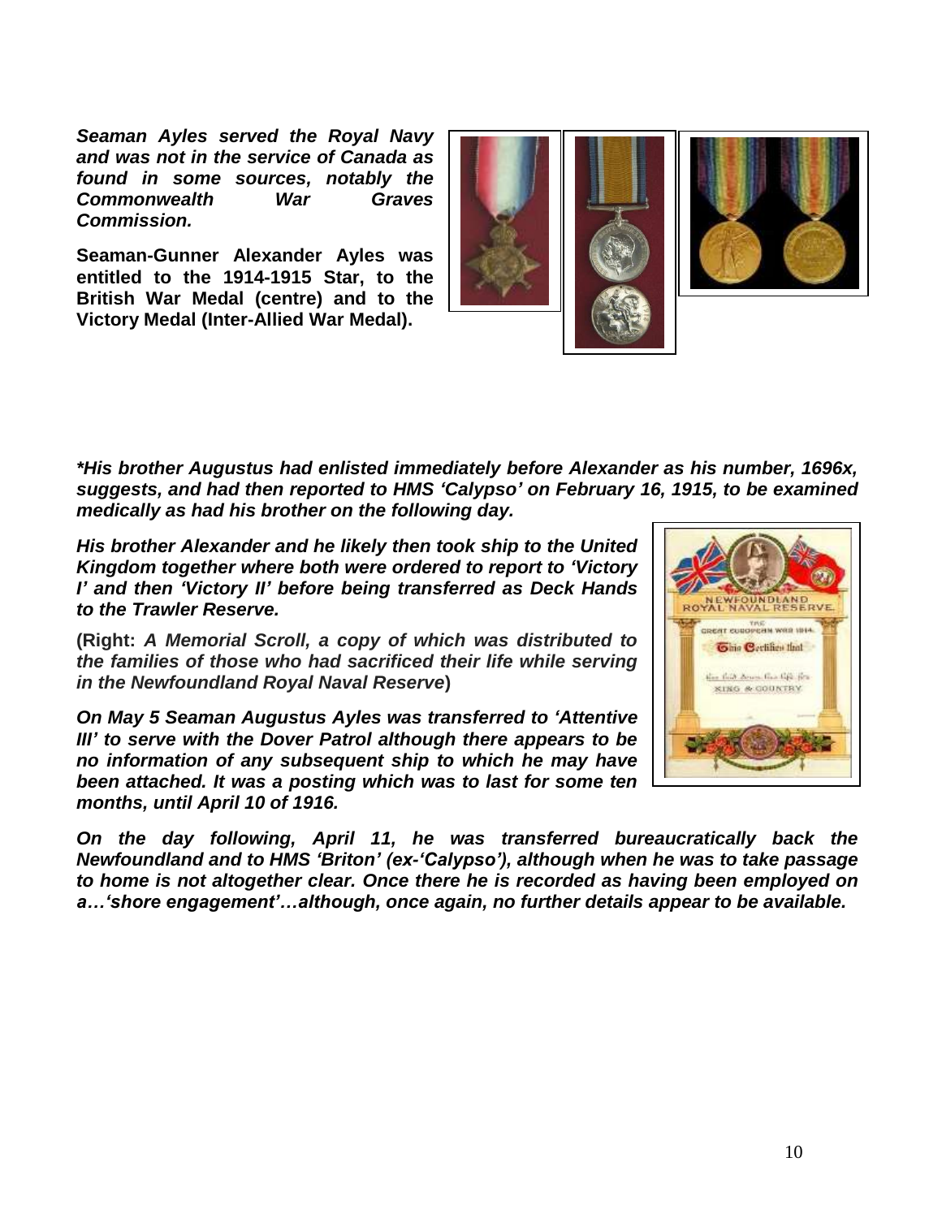***Seaman Ayles served the Royal Navy and was not in the service of Canada as found in some sources, notably the Commonwealth War Graves Commission.***

**Seaman-Gunner Alexander Ayles was entitled to the 1914-1915 Star, to the British War Medal (centre) and to the Victory Medal (Inter-Allied War Medal).**

***\*His brother Augustus had enlisted immediately before Alexander as his number, 1696x, suggests, and had then reported to HMS 'Calypso' on February 16, 1915, to be examined medically as had his brother on the following day.***

***His brother Alexander and he likely then took ship to the United Kingdom together where both were ordered to report to 'Victory I' and then 'Victory II' before being transferred as Deck Hands to the Trawler Reserve.***

**(Right:** ***A Memorial Scroll, a copy of which was distributed to the families of those who had sacrificed their life while serving in the Newfoundland Royal Naval Reserve*****)**

***On May 5 Seaman Augustus Ayles was transferred to 'Attentive III' to serve with the Dover Patrol although there appears to be no information of any subsequent ship to which he may have been attached. It was a posting which was to last for some ten months, until April 10 of 1916.***

***On the day following, April 11, he was transferred bureaucratically back the Newfoundland and to HMS 'Briton' (ex-'Calypso'), although when he was to take passage to home is not altogether clear. Once there he is recorded as having been employed on a…'shore engagement'…although, once again, no further details appear to be available.***